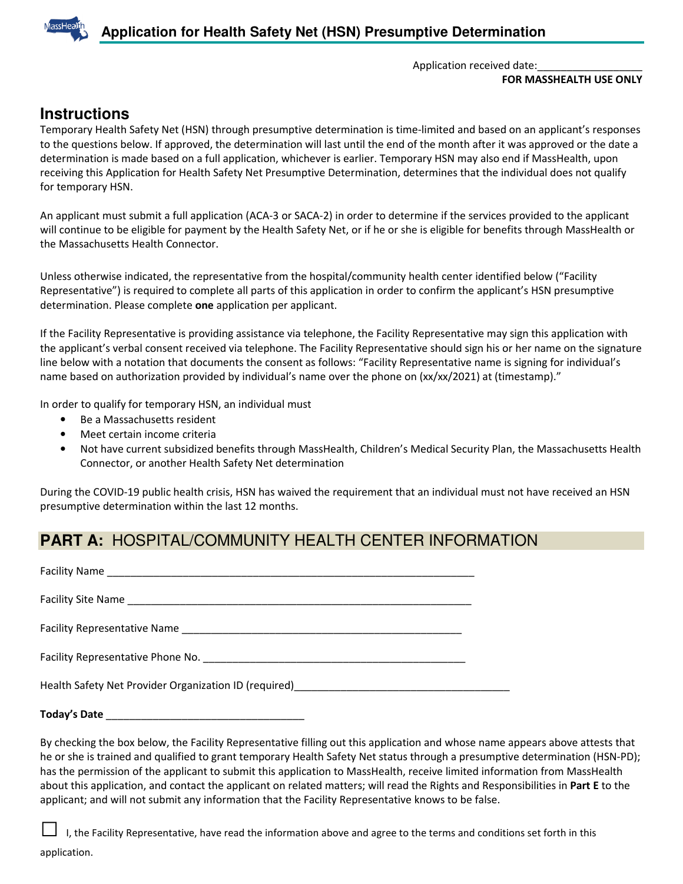# Application for Health Safety Net (HSN) Presumptive Determination

Application received date:__________________
**FOR MASSHEALTH USE ONLY**

## Instructions

Temporary Health Safety Net (HSN) through presumptive determination is time-limited and based on an applicant's responses to the questions below. If approved, the determination will last until the end of the month after it was approved or the date a determination is made based on a full application, whichever is earlier. Temporary HSN may also end if MassHealth, upon receiving this Application for Health Safety Net Presumptive Determination, determines that the individual does not qualify for temporary HSN.

An applicant must submit a full application (ACA-3 or SACA-2) in order to determine if the services provided to the applicant will continue to be eligible for payment by the Health Safety Net, or if he or she is eligible for benefits through MassHealth or the Massachusetts Health Connector.

Unless otherwise indicated, the representative from the hospital/community health center identified below ("Facility Representative") is required to complete all parts of this application in order to confirm the applicant's HSN presumptive determination. Please complete **one** application per applicant.

If the Facility Representative is providing assistance via telephone, the Facility Representative may sign this application with the applicant's verbal consent received via telephone. The Facility Representative should sign his or her name on the signature line below with a notation that documents the consent as follows: "Facility Representative name is signing for individual's name based on authorization provided by individual's name over the phone on (xx/xx/2021) at (timestamp)."

In order to qualify for temporary HSN, an individual must

- Be a Massachusetts resident
- Meet certain income criteria
- Not have current subsidized benefits through MassHealth, Children's Medical Security Plan, the Massachusetts Health Connector, or another Health Safety Net determination

During the COVID-19 public health crisis, HSN has waived the requirement that an individual must not have received an HSN presumptive determination within the last 12 months.

## PART A: HOSPITAL/COMMUNITY HEALTH CENTER INFORMATION

Facility Name ________________________________________________________________

Facility Site Name ____________________________________________________________

Facility Representative Name _________________________________________________

Facility Representative Phone No. _____________________________________________

Health Safety Net Provider Organization ID (required)____________________________________

**Today's Date** ___________________________________

By checking the box below, the Facility Representative filling out this application and whose name appears above attests that he or she is trained and qualified to grant temporary Health Safety Net status through a presumptive determination (HSN-PD); has the permission of the applicant to submit this application to MassHealth, receive limited information from MassHealth about this application, and contact the applicant on related matters; will read the Rights and Responsibilities in **Part E** to the applicant; and will not submit any information that the Facility Representative knows to be false.

☐ I, the Facility Representative, have read the information above and agree to the terms and conditions set forth in this application.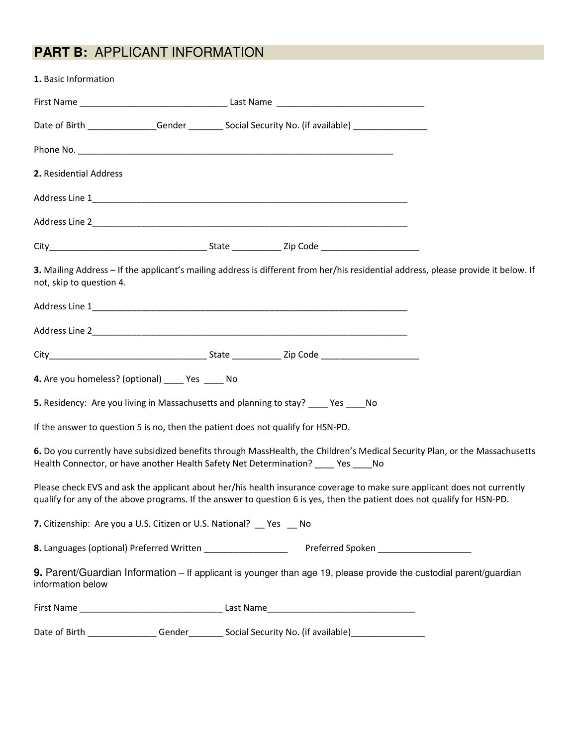## **PART B:** APPLICANT INFORMATION

**1.** Basic Information

First Name ______________________________ Last Name ______________________________

Date of Birth ______________Gender _______ Social Security No. (if available) _______________

Phone No. ___________________________________________________________________

**2.** Residential Address

Address Line 1___________________________________________________________________

Address Line 2___________________________________________________________________

City________________________________ State __________ Zip Code ____________________

**3.** Mailing Address – If the applicant's mailing address is different from her/his residential address, please provide it below. If not, skip to question 4.

Address Line 1___________________________________________________________________

Address Line 2___________________________________________________________________

City________________________________ State __________ Zip Code ____________________

**4.** Are you homeless? (optional) ____ Yes ____ No

**5.** Residency: Are you living in Massachusetts and planning to stay? ____ Yes ____No

If the answer to question 5 is no, then the patient does not qualify for HSN-PD.

**6.** Do you currently have subsidized benefits through MassHealth, the Children's Medical Security Plan, or the Massachusetts Health Connector, or have another Health Safety Net Determination? ____ Yes ____No

Please check EVS and ask the applicant about her/his health insurance coverage to make sure applicant does not currently qualify for any of the above programs. If the answer to question 6 is yes, then the patient does not qualify for HSN-PD.

**7.** Citizenship: Are you a U.S. Citizen or U.S. National? __ Yes __ No

**8.** Languages (optional) Preferred Written ________________ Preferred Spoken ___________________

**9.** Parent/Guardian Information – If applicant is younger than age 19, please provide the custodial parent/guardian information below

First Name _____________________________ Last Name______________________________

Date of Birth ______________ Gender_______ Social Security No. (if available)_______________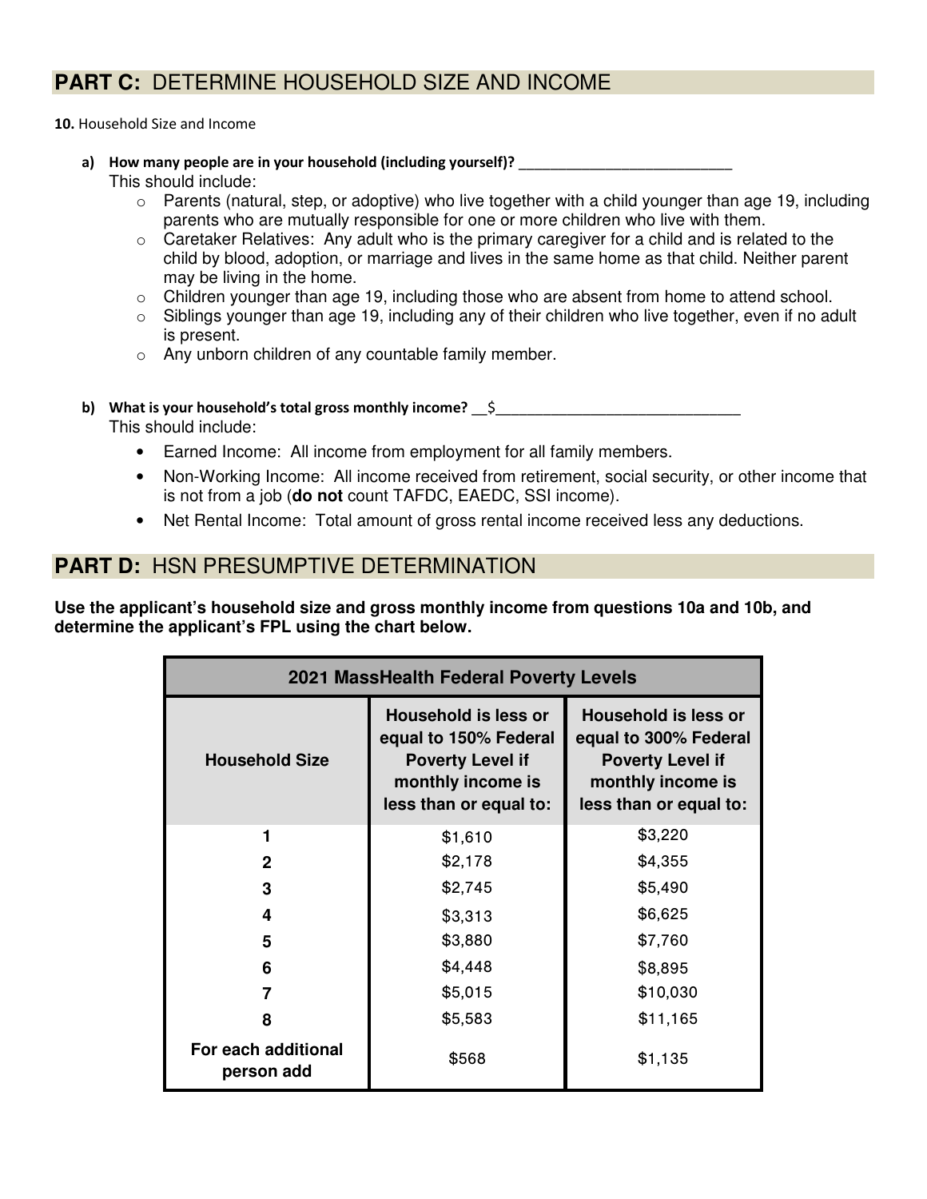## PART C: DETERMINE HOUSEHOLD SIZE AND INCOME

**10.** Household Size and Income

a) **How many people are in your household (including yourself)?** ___________________________

This should include:

- Parents (natural, step, or adoptive) who live together with a child younger than age 19, including parents who are mutually responsible for one or more children who live with them.
- Caretaker Relatives: Any adult who is the primary caregiver for a child and is related to the child by blood, adoption, or marriage and lives in the same home as that child. Neither parent may be living in the home.
- Children younger than age 19, including those who are absent from home to attend school.
- Siblings younger than age 19, including any of their children who live together, even if no adult is present.
- Any unborn children of any countable family member.

b) **What is your household's total gross monthly income?** __$______________________________

This should include:

- Earned Income: All income from employment for all family members.
- Non-Working Income: All income received from retirement, social security, or other income that is not from a job (**do not** count TAFDC, EAEDC, SSI income).
- Net Rental Income: Total amount of gross rental income received less any deductions.

## PART D: HSN PRESUMPTIVE DETERMINATION

**Use the applicant's household size and gross monthly income from questions 10a and 10b, and determine the applicant's FPL using the chart below.**

| 2021 MassHealth Federal Poverty Levels | | |
|---|---|---|
| **Household Size** | **Household is less or equal to 150% Federal Poverty Level if monthly income is less than or equal to:** | **Household is less or equal to 300% Federal Poverty Level if monthly income is less than or equal to:** |
| **1** | $1,610 | $3,220 |
| **2** | $2,178 | $4,355 |
| **3** | $2,745 | $5,490 |
| **4** | $3,313 | $6,625 |
| **5** | $3,880 | $7,760 |
| **6** | $4,448 | $8,895 |
| **7** | $5,015 | $10,030 |
| **8** | $5,583 | $11,165 |
| **For each additional person add** | $568 | $1,135 |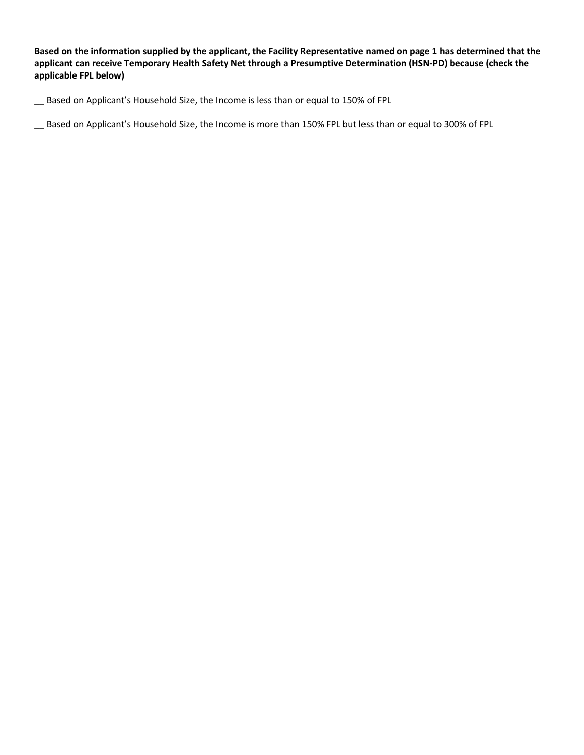**Based on the information supplied by the applicant, the Facility Representative named on page 1 has determined that the applicant can receive Temporary Health Safety Net through a Presumptive Determination (HSN-PD) because (check the applicable FPL below)**

__ Based on Applicant's Household Size, the Income is less than or equal to 150% of FPL

__ Based on Applicant's Household Size, the Income is more than 150% FPL but less than or equal to 300% of FPL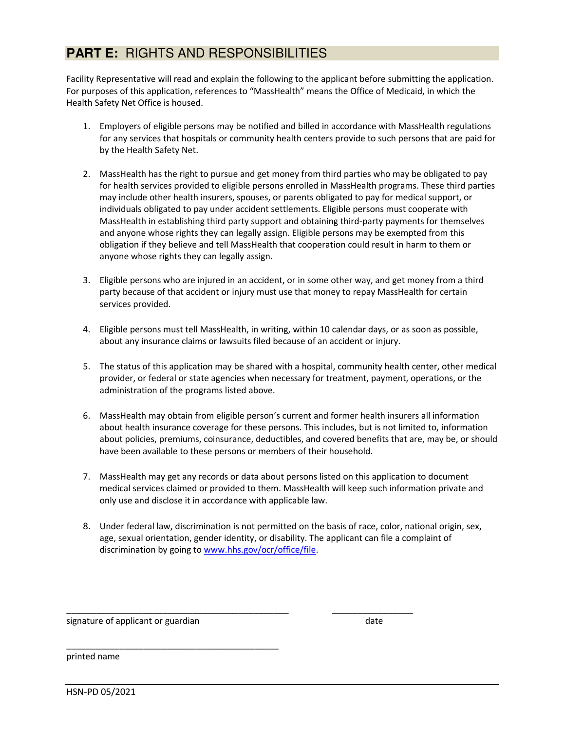## **PART E:** RIGHTS AND RESPONSIBILITIES

Facility Representative will read and explain the following to the applicant before submitting the application. For purposes of this application, references to "MassHealth" means the Office of Medicaid, in which the Health Safety Net Office is housed.

1. Employers of eligible persons may be notified and billed in accordance with MassHealth regulations for any services that hospitals or community health centers provide to such persons that are paid for by the Health Safety Net.

2. MassHealth has the right to pursue and get money from third parties who may be obligated to pay for health services provided to eligible persons enrolled in MassHealth programs. These third parties may include other health insurers, spouses, or parents obligated to pay for medical support, or individuals obligated to pay under accident settlements. Eligible persons must cooperate with MassHealth in establishing third party support and obtaining third-party payments for themselves and anyone whose rights they can legally assign. Eligible persons may be exempted from this obligation if they believe and tell MassHealth that cooperation could result in harm to them or anyone whose rights they can legally assign.

3. Eligible persons who are injured in an accident, or in some other way, and get money from a third party because of that accident or injury must use that money to repay MassHealth for certain services provided.

4. Eligible persons must tell MassHealth, in writing, within 10 calendar days, or as soon as possible, about any insurance claims or lawsuits filed because of an accident or injury.

5. The status of this application may be shared with a hospital, community health center, other medical provider, or federal or state agencies when necessary for treatment, payment, operations, or the administration of the programs listed above.

6. MassHealth may obtain from eligible person's current and former health insurers all information about health insurance coverage for these persons. This includes, but is not limited to, information about policies, premiums, coinsurance, deductibles, and covered benefits that are, may be, or should have been available to these persons or members of their household.

7. MassHealth may get any records or data about persons listed on this application to document medical services claimed or provided to them. MassHealth will keep such information private and only use and disclose it in accordance with applicable law.

8. Under federal law, discrimination is not permitted on the basis of race, color, national origin, sex, age, sexual orientation, gender identity, or disability. The applicant can file a complaint of discrimination by going to [www.hhs.gov/ocr/office/file](www.hhs.gov/ocr/office/file).

_____________________________________________ \_\_\_\_\_\_\_\_\_\_\_\_\_\_\_\_
signature of applicant or guardian date

_____________________________________________
printed name

HSN-PD 05/2021